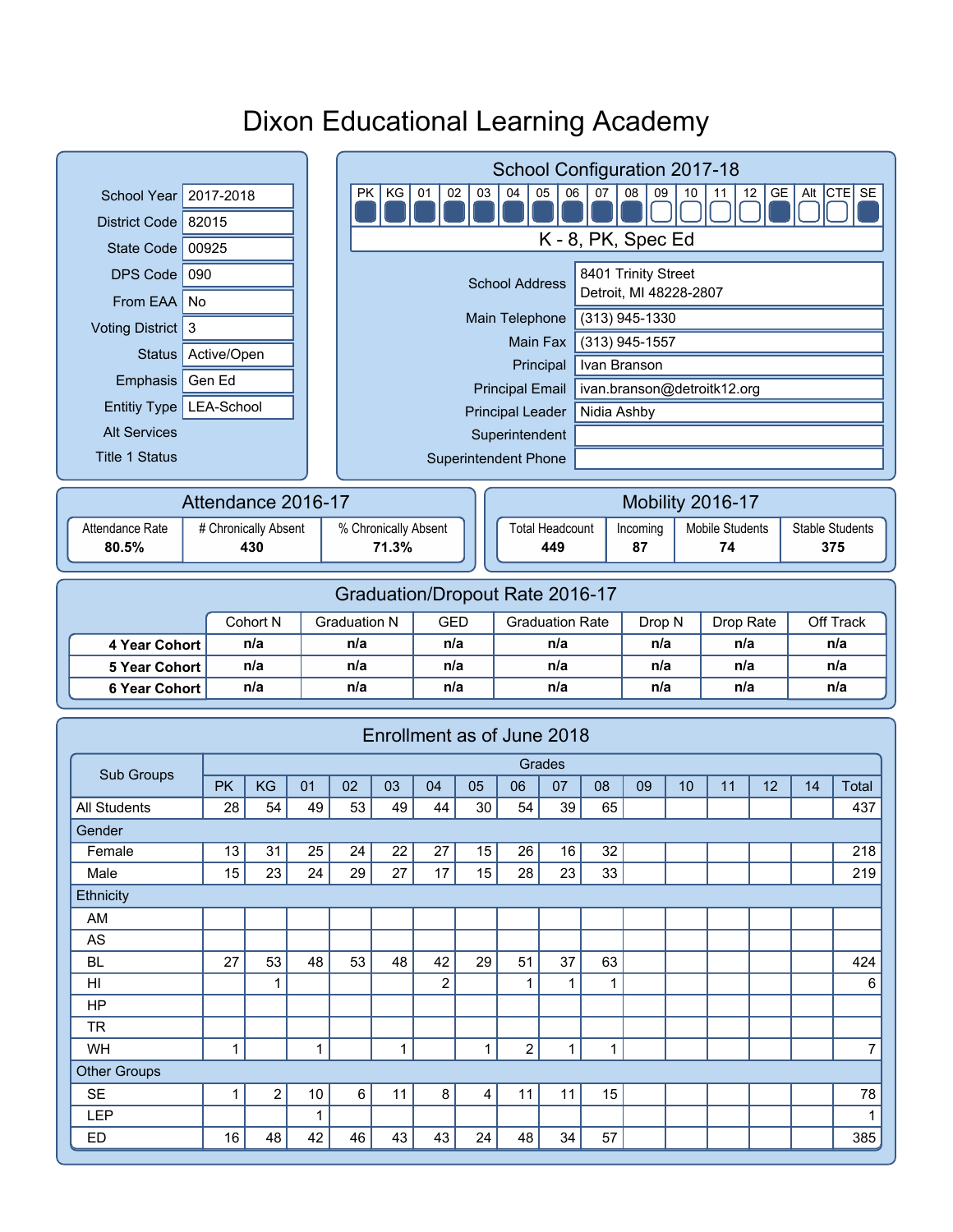# Dixon Educational Learning Academy

| | |
|---|---|
| School Year | 2017-2018 |
| District Code | 82015 |
| State Code | 00925 |
| DPS Code | 090 |
| From EAA | No |
| Voting District | 3 |
| Status | Active/Open |
| Emphasis | Gen Ed |
| Entitiy Type | LEA-School |
| Alt Services | |
| Title 1 Status | |

## School Configuration 2017-18

| PK | KG | 01 | 02 | 03 | 04 | 05 | 06 | 07 | 08 | 09 | 10 | 11 | 12 | GE | Alt | CTE | SE |
|---|---|---|---|---|---|---|---|---|---|---|---|---|---|---|---|---|---|
| ■ | ■ | ■ | ■ | ■ | ■ | ■ | ■ | ■ | ■ | □ | □ | □ | □ | ■ | □ | □ | ■ |

K - 8, PK, Spec Ed

| | |
|---|---|
| School Address | 8401 Trinity Street<br>Detroit, MI 48228-2807 |
| Main Telephone | (313) 945-1330 |
| Main Fax | (313) 945-1557 |
| Principal | Ivan Branson |
| Principal Email | ivan.branson@detroitk12.org |
| Principal Leader | Nidia Ashby |
| Superintendent | |
| Superintendent Phone | |

## Attendance 2016-17

| Attendance Rate | # Chronically Absent | % Chronically Absent |
|---|---|---|
| **80.5%** | **430** | **71.3%** |

## Mobility 2016-17

| Total Headcount | Incoming | Mobile Students | Stable Students |
|---|---|---|---|
| **449** | **87** | **74** | **375** |

## Graduation/Dropout Rate 2016-17

| | Cohort N | Graduation N | GED | Graduation Rate | Drop N | Drop Rate | Off Track |
|---|---|---|---|---|---|---|---|
| **4 Year Cohort** | n/a | n/a | n/a | n/a | n/a | n/a | n/a |
| **5 Year Cohort** | n/a | n/a | n/a | n/a | n/a | n/a | n/a |
| **6 Year Cohort** | n/a | n/a | n/a | n/a | n/a | n/a | n/a |

## Enrollment as of June 2018

| Sub Groups | Grades | | | | | | | | | | | | | | |
|---|---|---|---|---|---|---|---|---|---|---|---|---|---|---|---|
| | PK | KG | 01 | 02 | 03 | 04 | 05 | 06 | 07 | 08 | 09 | 10 | 11 | 12 | 14 | Total |
| All Students | 28 | 54 | 49 | 53 | 49 | 44 | 30 | 54 | 39 | 65 | | | | | | 437 |
| Gender | | | | | | | | | | | | | | | | |
| Female | 13 | 31 | 25 | 24 | 22 | 27 | 15 | 26 | 16 | 32 | | | | | | 218 |
| Male | 15 | 23 | 24 | 29 | 27 | 17 | 15 | 28 | 23 | 33 | | | | | | 219 |
| Ethnicity | | | | | | | | | | | | | | | | |
| AM | | | | | | | | | | | | | | | | |
| AS | | | | | | | | | | | | | | | | |
| BL | 27 | 53 | 48 | 53 | 48 | 42 | 29 | 51 | 37 | 63 | | | | | | 424 |
| HI | | 1 | | | | 2 | | 1 | 1 | 1 | | | | | | 6 |
| HP | | | | | | | | | | | | | | | | |
| TR | | | | | | | | | | | | | | | | |
| WH | 1 | | 1 | | 1 | | 1 | 2 | 1 | 1 | | | | | | 7 |
| Other Groups | | | | | | | | | | | | | | | | |
| SE | 1 | 2 | 10 | 6 | 11 | 8 | 4 | 11 | 11 | 15 | | | | | | 78 |
| LEP | | | 1 | | | | | | | | | | | | | 1 |
| ED | 16 | 48 | 42 | 46 | 43 | 43 | 24 | 48 | 34 | 57 | | | | | | 385 |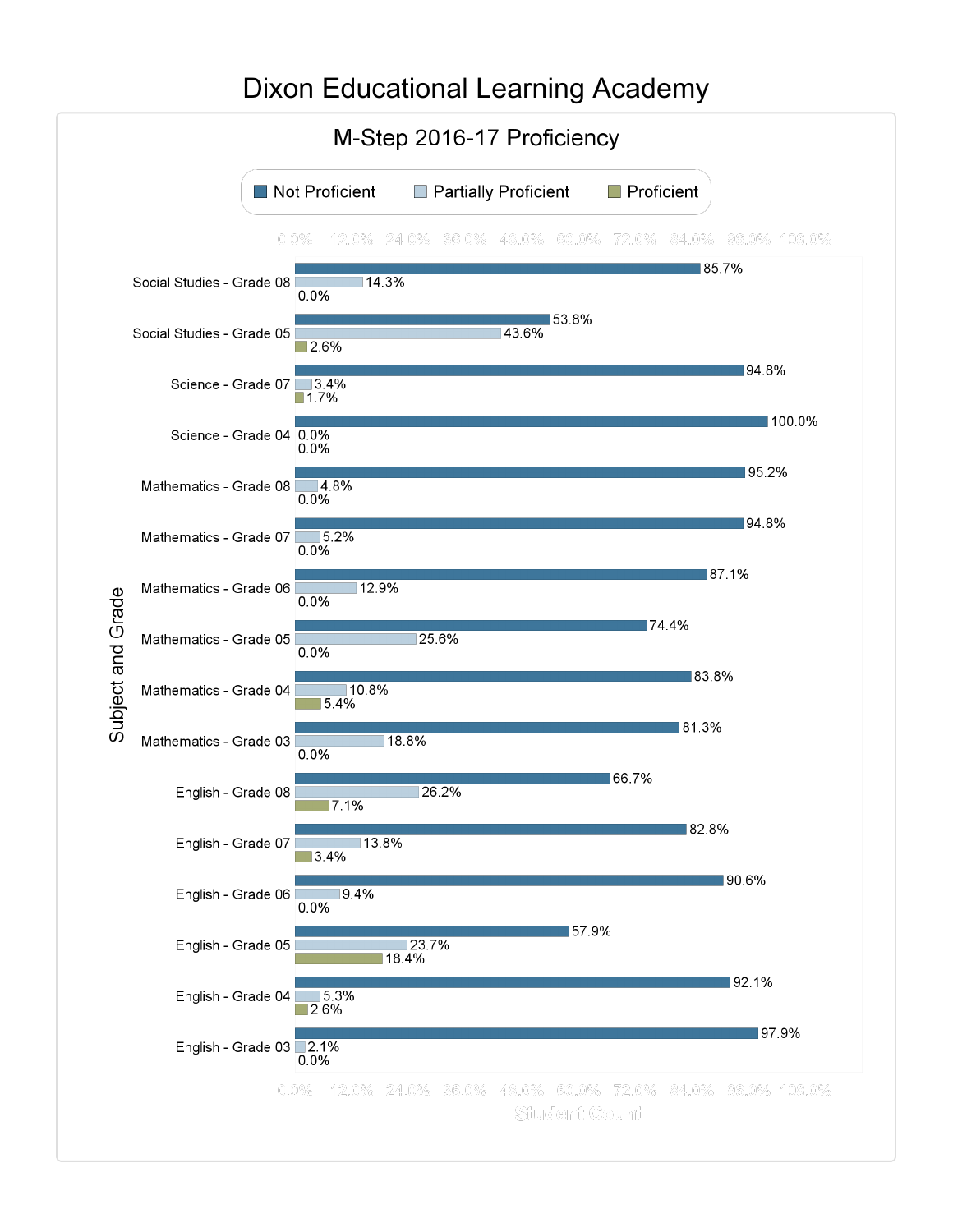# Dixon Educational Learning Academy

## M-Step 2016-17 Proficiency

| Subject and Grade | Not Proficient | Partially Proficient | Proficient |
|---|---|---|---|
| Social Studies - Grade 08 | 85.7% | 14.3% | 0.0% |
| Social Studies - Grade 05 | 53.8% | 43.6% | 2.6% |
| Science - Grade 07 | 94.8% | 3.4% | 1.7% |
| Science - Grade 04 | 100.0% | 0.0% | 0.0% |
| Mathematics - Grade 08 | 95.2% | 4.8% | 0.0% |
| Mathematics - Grade 07 | 94.8% | 5.2% | 0.0% |
| Mathematics - Grade 06 | 87.1% | 12.9% | 0.0% |
| Mathematics - Grade 05 | 74.4% | 25.6% | 0.0% |
| Mathematics - Grade 04 | 83.8% | 10.8% | 5.4% |
| Mathematics - Grade 03 | 81.3% | 18.8% | 0.0% |
| English - Grade 08 | 66.7% | 26.2% | 7.1% |
| English - Grade 07 | 82.8% | 13.8% | 3.4% |
| English - Grade 06 | 90.6% | 9.4% | 0.0% |
| English - Grade 05 | 57.9% | 23.7% | 18.4% |
| English - Grade 04 | 92.1% | 5.3% | 2.6% |
| English - Grade 03 | 97.9% | 2.1% | 0.0% |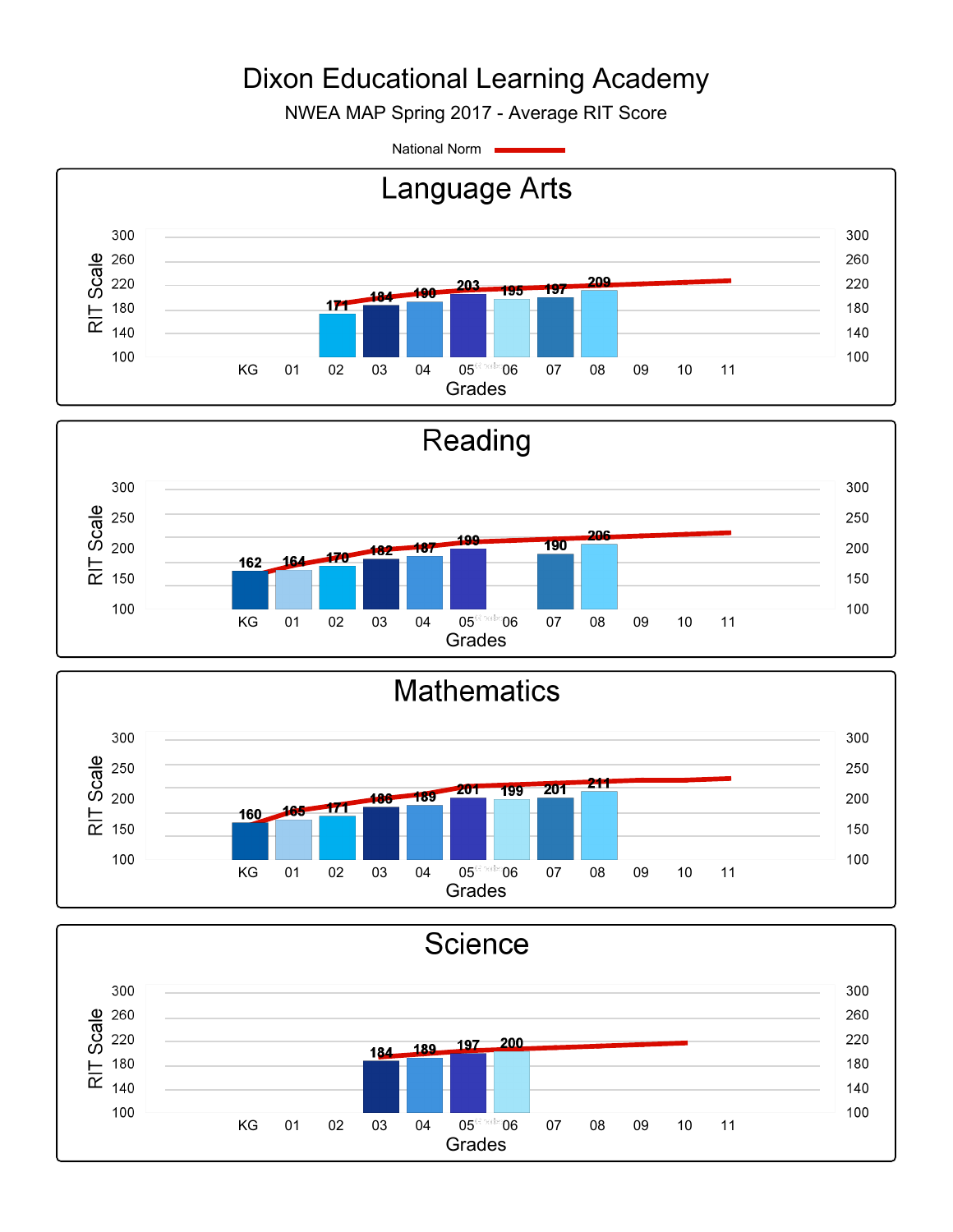# Dixon Educational Learning Academy

NWEA MAP Spring 2017 - Average RIT Score

National Norm

## Language Arts

| Grade | 02 | 03 | 04 | 05 | 06 | 07 | 08 |
|---|---|---|---|---|---|---|---|
| RIT Score | 171 | 184 | 190 | 203 | 195 | 197 | 209 |

## Reading

| Grade | KG | 01 | 02 | 03 | 04 | 05 | 07 | 08 |
|---|---|---|---|---|---|---|---|---|
| RIT Score | 162 | 164 | 170 | 182 | 187 | 199 | 190 | 206 |

## Mathematics

| Grade | KG | 01 | 02 | 03 | 04 | 05 | 06 | 07 | 08 |
|---|---|---|---|---|---|---|---|---|---|
| RIT Score | 160 | 165 | 171 | 186 | 189 | 201 | 199 | 201 | 211 |

## Science

| Grade | 03 | 04 | 05 | 06 |
|---|---|---|---|---|
| RIT Score | 184 | 189 | 197 | 200 |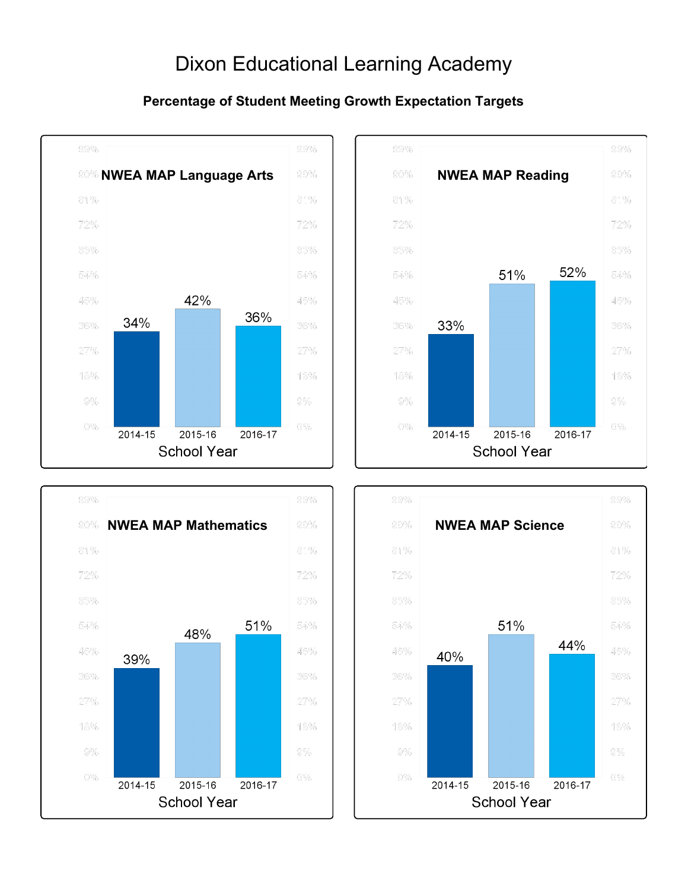# Dixon Educational Learning Academy

**Percentage of Student Meeting Growth Expectation Targets**

**NWEA MAP Language Arts**

34%
42%
36%
2014-15
2015-16
2016-17
School Year

**NWEA MAP Reading**

33%
51%
52%
2014-15
2015-16
2016-17
School Year

**NWEA MAP Mathematics**

39%
48%
51%
2014-15
2015-16
2016-17
School Year

**NWEA MAP Science**

40%
51%
44%
2014-15
2015-16
2016-17
School Year